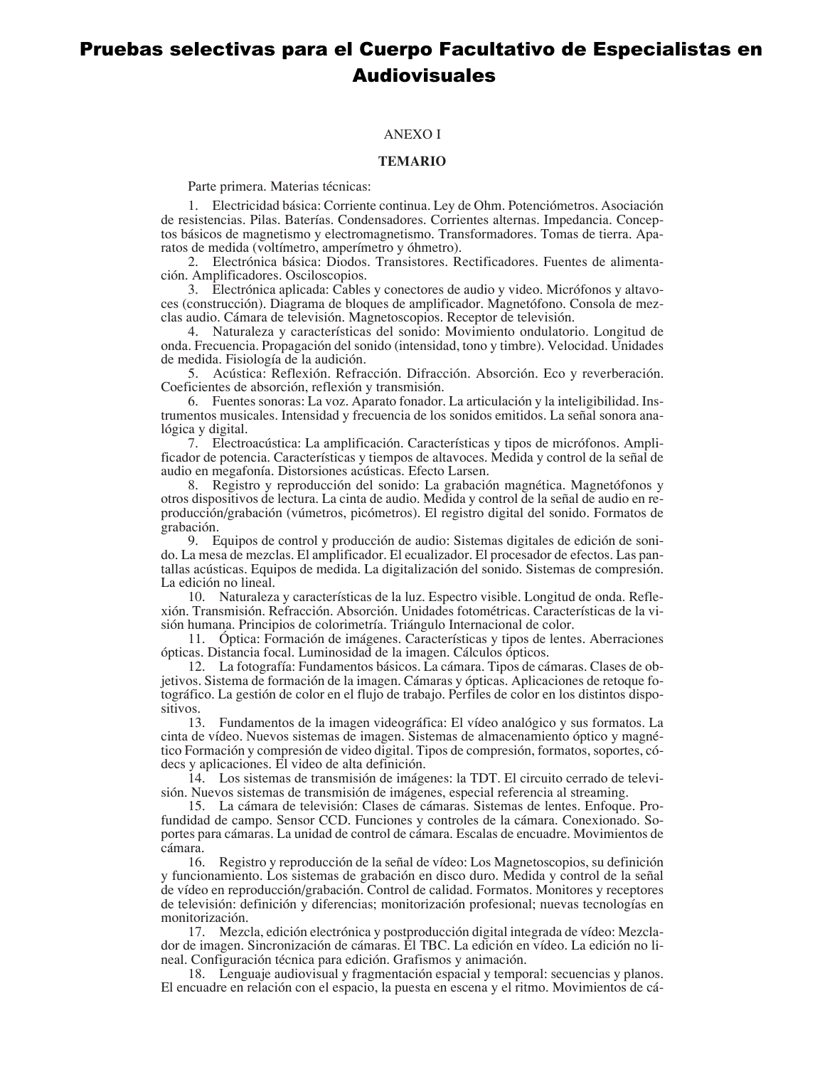# Pruebas selectivas para el Cuerpo Facultativo de Especialistas en Audiovisuales

ANEXO I

**TEMARIO**

Parte primera. Materias técnicas:

1. Electricidad básica: Corriente continua. Ley de Ohm. Potenciómetros. Asociación de resistencias. Pilas. Baterías. Condensadores. Corrientes alternas. Impedancia. Conceptos básicos de magnetismo y electromagnetismo. Transformadores. Tomas de tierra. Aparatos de medida (voltímetro, amperímetro y óhmetro).
2. Electrónica básica: Diodos. Transistores. Rectificadores. Fuentes de alimentación. Amplificadores. Osciloscopios.
3. Electrónica aplicada: Cables y conectores de audio y video. Micrófonos y altavoces (construcción). Diagrama de bloques de amplificador. Magnetófono. Consola de mezclas audio. Cámara de televisión. Magnetoscopios. Receptor de televisión.
4. Naturaleza y características del sonido: Movimiento ondulatorio. Longitud de onda. Frecuencia. Propagación del sonido (intensidad, tono y timbre). Velocidad. Unidades de medida. Fisiología de la audición.
5. Acústica: Reflexión. Refracción. Difracción. Absorción. Eco y reverberación. Coeficientes de absorción, reflexión y transmisión.
6. Fuentes sonoras: La voz. Aparato fonador. La articulación y la inteligibilidad. Instrumentos musicales. Intensidad y frecuencia de los sonidos emitidos. La señal sonora analógica y digital.
7. Electroacústica: La amplificación. Características y tipos de micrófonos. Amplificador de potencia. Características y tiempos de altavoces. Medida y control de la señal de audio en megafonía. Distorsiones acústicas. Efecto Larsen.
8. Registro y reproducción del sonido: La grabación magnética. Magnetófonos y otros dispositivos de lectura. La cinta de audio. Medida y control de la señal de audio en reproducción/grabación (vúmetros, picómetros). El registro digital del sonido. Formatos de grabación.
9. Equipos de control y producción de audio: Sistemas digitales de edición de sonido. La mesa de mezclas. El amplificador. El ecualizador. El procesador de efectos. Las pantallas acústicas. Equipos de medida. La digitalización del sonido. Sistemas de compresión. La edición no lineal.
10. Naturaleza y características de la luz. Espectro visible. Longitud de onda. Reflexión. Transmisión. Refracción. Absorción. Unidades fotométricas. Características de la visión humana. Principios de colorimetría. Triángulo Internacional de color.
11. Óptica: Formación de imágenes. Características y tipos de lentes. Aberraciones ópticas. Distancia focal. Luminosidad de la imagen. Cálculos ópticos.
12. La fotografía: Fundamentos básicos. La cámara. Tipos de cámaras. Clases de objetivos. Sistema de formación de la imagen. Cámaras y ópticas. Aplicaciones de retoque fotográfico. La gestión de color en el flujo de trabajo. Perfiles de color en los distintos dispositivos.
13. Fundamentos de la imagen videográfica: El vídeo analógico y sus formatos. La cinta de vídeo. Nuevos sistemas de imagen. Sistemas de almacenamiento óptico y magnético Formación y compresión de video digital. Tipos de compresión, formatos, soportes, códecs y aplicaciones. El video de alta definición.
14. Los sistemas de transmisión de imágenes: la TDT. El circuito cerrado de televisión. Nuevos sistemas de transmisión de imágenes, especial referencia al streaming.
15. La cámara de televisión: Clases de cámaras. Sistemas de lentes. Enfoque. Profundidad de campo. Sensor CCD. Funciones y controles de la cámara. Conexionado. Soportes para cámaras. La unidad de control de cámara. Escalas de encuadre. Movimientos de cámara.
16. Registro y reproducción de la señal de vídeo: Los Magnetoscopios, su definición y funcionamiento. Los sistemas de grabación en disco duro. Medida y control de la señal de vídeo en reproducción/grabación. Control de calidad. Formatos. Monitores y receptores de televisión: definición y diferencias; monitorización profesional; nuevas tecnologías en monitorización.
17. Mezcla, edición electrónica y postproducción digital integrada de vídeo: Mezclador de imagen. Sincronización de cámaras. El TBC. La edición en vídeo. La edición no lineal. Configuración técnica para edición. Grafismos y animación.
18. Lenguaje audiovisual y fragmentación espacial y temporal: secuencias y planos. El encuadre en relación con el espacio, la puesta en escena y el ritmo. Movimientos de cá-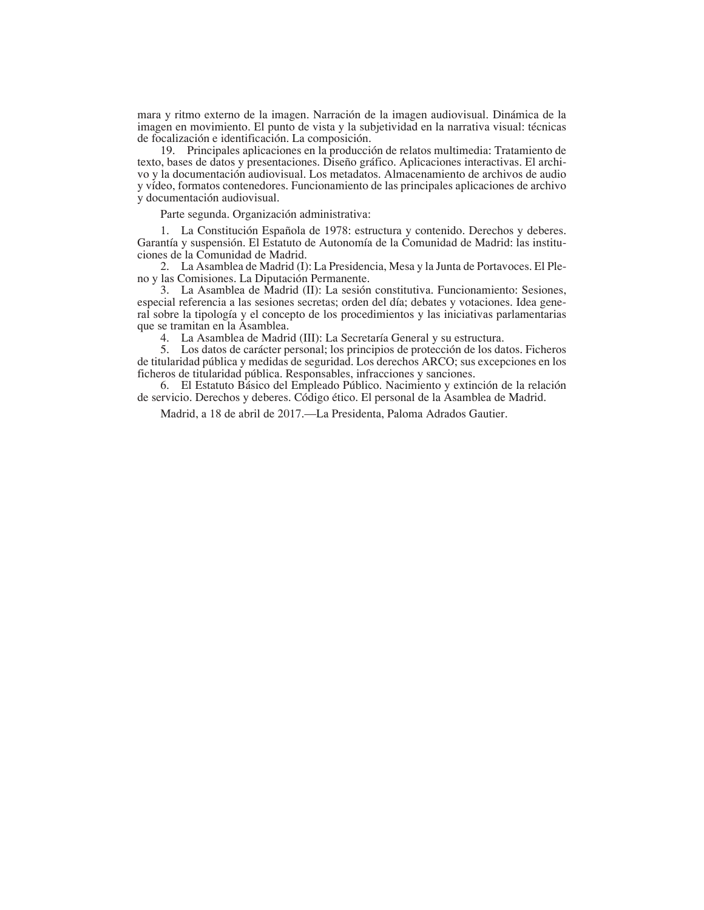mara y ritmo externo de la imagen. Narración de la imagen audiovisual. Dinámica de la imagen en movimiento. El punto de vista y la subjetividad en la narrativa visual: técnicas de focalización e identificación. La composición.

19. Principales aplicaciones en la producción de relatos multimedia: Tratamiento de texto, bases de datos y presentaciones. Diseño gráfico. Aplicaciones interactivas. El archivo y la documentación audiovisual. Los metadatos. Almacenamiento de archivos de audio y vídeo, formatos contenedores. Funcionamiento de las principales aplicaciones de archivo y documentación audiovisual.

Parte segunda. Organización administrativa:

1. La Constitución Española de 1978: estructura y contenido. Derechos y deberes. Garantía y suspensión. El Estatuto de Autonomía de la Comunidad de Madrid: las instituciones de la Comunidad de Madrid.

2. La Asamblea de Madrid (I): La Presidencia, Mesa y la Junta de Portavoces. El Pleno y las Comisiones. La Diputación Permanente.

3. La Asamblea de Madrid (II): La sesión constitutiva. Funcionamiento: Sesiones, especial referencia a las sesiones secretas; orden del día; debates y votaciones. Idea general sobre la tipología y el concepto de los procedimientos y las iniciativas parlamentarias que se tramitan en la Asamblea.

4. La Asamblea de Madrid (III): La Secretaría General y su estructura.

5. Los datos de carácter personal; los principios de protección de los datos. Ficheros de titularidad pública y medidas de seguridad. Los derechos ARCO; sus excepciones en los ficheros de titularidad pública. Responsables, infracciones y sanciones.

6. El Estatuto Básico del Empleado Público. Nacimiento y extinción de la relación de servicio. Derechos y deberes. Código ético. El personal de la Asamblea de Madrid.

Madrid, a 18 de abril de 2017.—La Presidenta, Paloma Adrados Gautier.